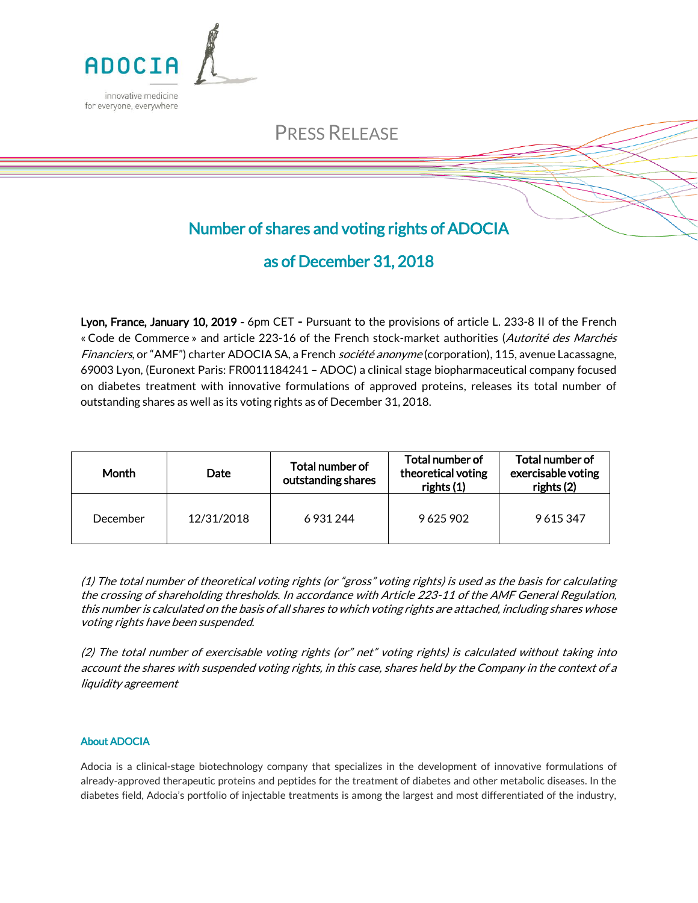ADOCIA

innovative medicine for everyone, everywhere

# PRESS RELEASE

## Number of shares and voting rights of ADOCIA as of December 31, 2018

**Lyon, France, January 10, 2019 -** 6pm CET **-** Pursuant to the provisions of article L. 233-8 II of the French « Code de Commerce » and article 223-16 of the French stock-market authorities (*Autorité des Marchés Financiers*, or "AMF") charter ADOCIA SA, a French *société anonyme* (corporation), 115, avenue Lacassagne, 69003 Lyon, (Euronext Paris: FR0011184241 – ADOC) a clinical stage biopharmaceutical company focused on diabetes treatment with innovative formulations of approved proteins, releases its total number of outstanding shares as well as its voting rights as of December 31, 2018.

| Month | Date | Total number of outstanding shares | Total number of theoretical voting rights (1) | Total number of exercisable voting rights (2) |
|---|---|---|---|---|
| December | 12/31/2018 | 6 931 244 | 9 625 902 | 9 615 347 |

*(1) The total number of theoretical voting rights (or "gross" voting rights) is used as the basis for calculating the crossing of shareholding thresholds. In accordance with Article 223-11 of the AMF General Regulation, this number is calculated on the basis of all shares to which voting rights are attached, including shares whose voting rights have been suspended.*

*(2) The total number of exercisable voting rights (or" net" voting rights) is calculated without taking into account the shares with suspended voting rights, in this case, shares held by the Company in the context of a liquidity agreement*

### About ADOCIA

Adocia is a clinical-stage biotechnology company that specializes in the development of innovative formulations of already-approved therapeutic proteins and peptides for the treatment of diabetes and other metabolic diseases. In the diabetes field, Adocia's portfolio of injectable treatments is among the largest and most differentiated of the industry,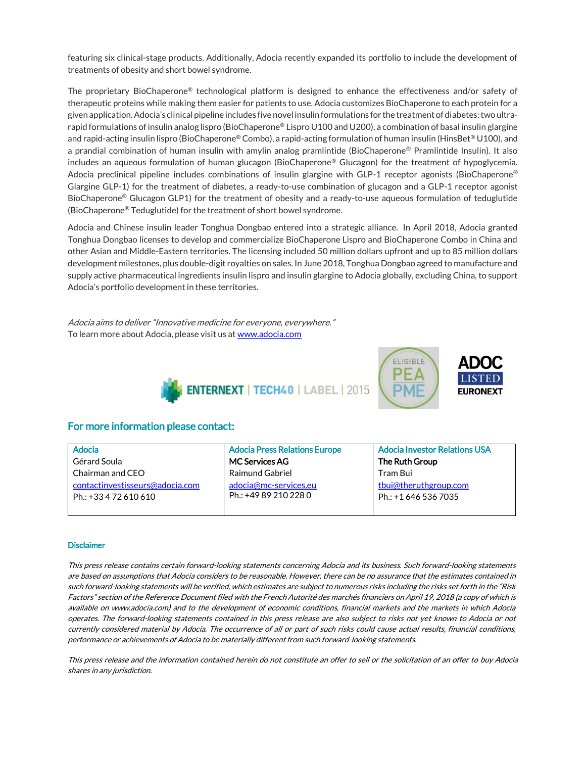featuring six clinical-stage products. Additionally, Adocia recently expanded its portfolio to include the development of treatments of obesity and short bowel syndrome.

The proprietary BioChaperone® technological platform is designed to enhance the effectiveness and/or safety of therapeutic proteins while making them easier for patients to use. Adocia customizes BioChaperone to each protein for a given application. Adocia's clinical pipeline includes five novel insulin formulations for the treatment of diabetes: two ultra-rapid formulations of insulin analog lispro (BioChaperone® Lispro U100 and U200), a combination of basal insulin glargine and rapid-acting insulin lispro (BioChaperone® Combo), a rapid-acting formulation of human insulin (HinsBet® U100), and a prandial combination of human insulin with amylin analog pramlintide (BioChaperone® Pramlintide Insulin). It also includes an aqueous formulation of human glucagon (BioChaperone® Glucagon) for the treatment of hypoglycemia. Adocia preclinical pipeline includes combinations of insulin glargine with GLP-1 receptor agonists (BioChaperone® Glargine GLP-1) for the treatment of diabetes, a ready-to-use combination of glucagon and a GLP-1 receptor agonist BioChaperone® Glucagon GLP1) for the treatment of obesity and a ready-to-use aqueous formulation of teduglutide (BioChaperone® Teduglutide) for the treatment of short bowel syndrome.

Adocia and Chinese insulin leader Tonghua Dongbao entered into a strategic alliance. In April 2018, Adocia granted Tonghua Dongbao licenses to develop and commercialize BioChaperone Lispro and BioChaperone Combo in China and other Asian and Middle-Eastern territories. The licensing included 50 million dollars upfront and up to 85 million dollars development milestones, plus double-digit royalties on sales. In June 2018, Tonghua Dongbao agreed to manufacture and supply active pharmaceutical ingredients insulin lispro and insulin glargine to Adocia globally, excluding China, to support Adocia's portfolio development in these territories.

*Adocia aims to deliver "Innovative medicine for everyone, everywhere."*
To learn more about Adocia, please visit us at www.adocia.com

ENTERNEXT | TECH40 | LABEL | 2015

ELIGIBLE PEA PME

ADOC LISTED EURONEXT

## For more information please contact:

| Adocia | Adocia Press Relations Europe | Adocia Investor Relations USA |
|---|---|---|
| Gérard Soula<br>Chairman and CEO<br>contactinvestisseurs@adocia.com<br>Ph.: +33 4 72 610 610 | **MC Services AG**<br>Raimund Gabriel<br>adocia@mc-services.eu<br>Ph.: +49 89 210 228 0 | **The Ruth Group**<br>Tram Bui<br>tbui@theruthgroup.com<br>Ph.: +1 646 536 7035 |

### Disclaimer

*This press release contains certain forward-looking statements concerning Adocia and its business. Such forward-looking statements are based on assumptions that Adocia considers to be reasonable. However, there can be no assurance that the estimates contained in such forward-looking statements will be verified, which estimates are subject to numerous risks including the risks set forth in the "Risk Factors" section of the Reference Document filed with the French Autorité des marchés financiers on April 19, 2018 (a copy of which is available on www.adocia.com) and to the development of economic conditions, financial markets and the markets in which Adocia operates. The forward-looking statements contained in this press release are also subject to risks not yet known to Adocia or not currently considered material by Adocia. The occurrence of all or part of such risks could cause actual results, financial conditions, performance or achievements of Adocia to be materially different from such forward-looking statements.*

*This press release and the information contained herein do not constitute an offer to sell or the solicitation of an offer to buy Adocia shares in any jurisdiction.*